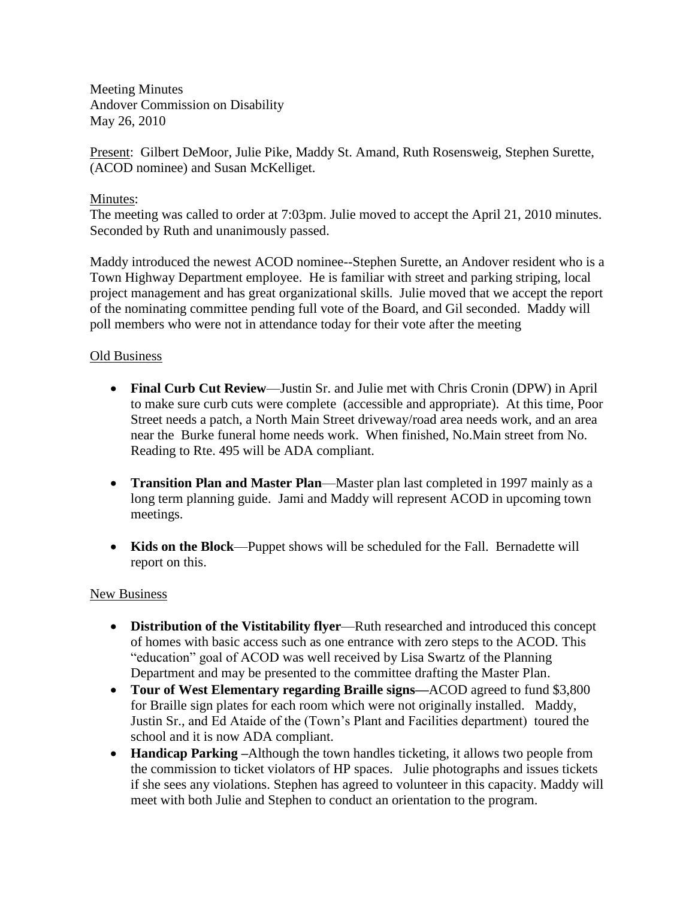Meeting Minutes
Andover Commission on Disability
May 26, 2010

Present: Gilbert DeMoor, Julie Pike, Maddy St. Amand, Ruth Rosensweig, Stephen Surette, (ACOD nominee) and Susan McKelliget.

Minutes:
The meeting was called to order at 7:03pm. Julie moved to accept the April 21, 2010 minutes. Seconded by Ruth and unanimously passed.

Maddy introduced the newest ACOD nominee--Stephen Surette, an Andover resident who is a Town Highway Department employee. He is familiar with street and parking striping, local project management and has great organizational skills. Julie moved that we accept the report of the nominating committee pending full vote of the Board, and Gil seconded. Maddy will poll members who were not in attendance today for their vote after the meeting

Old Business

- **Final Curb Cut Review**—Justin Sr. and Julie met with Chris Cronin (DPW) in April to make sure curb cuts were complete (accessible and appropriate). At this time, Poor Street needs a patch, a North Main Street driveway/road area needs work, and an area near the Burke funeral home needs work. When finished, No.Main street from No. Reading to Rte. 495 will be ADA compliant.

- **Transition Plan and Master Plan**—Master plan last completed in 1997 mainly as a long term planning guide. Jami and Maddy will represent ACOD in upcoming town meetings.

- **Kids on the Block**—Puppet shows will be scheduled for the Fall. Bernadette will report on this.

New Business

- **Distribution of the Vistitability flyer**—Ruth researched and introduced this concept of homes with basic access such as one entrance with zero steps to the ACOD. This "education" goal of ACOD was well received by Lisa Swartz of the Planning Department and may be presented to the committee drafting the Master Plan.
- **Tour of West Elementary regarding Braille signs—**ACOD agreed to fund $3,800 for Braille sign plates for each room which were not originally installed. Maddy, Justin Sr., and Ed Ataide of the (Town's Plant and Facilities department) toured the school and it is now ADA compliant.
- **Handicap Parking –**Although the town handles ticketing, it allows two people from the commission to ticket violators of HP spaces. Julie photographs and issues tickets if she sees any violations. Stephen has agreed to volunteer in this capacity. Maddy will meet with both Julie and Stephen to conduct an orientation to the program.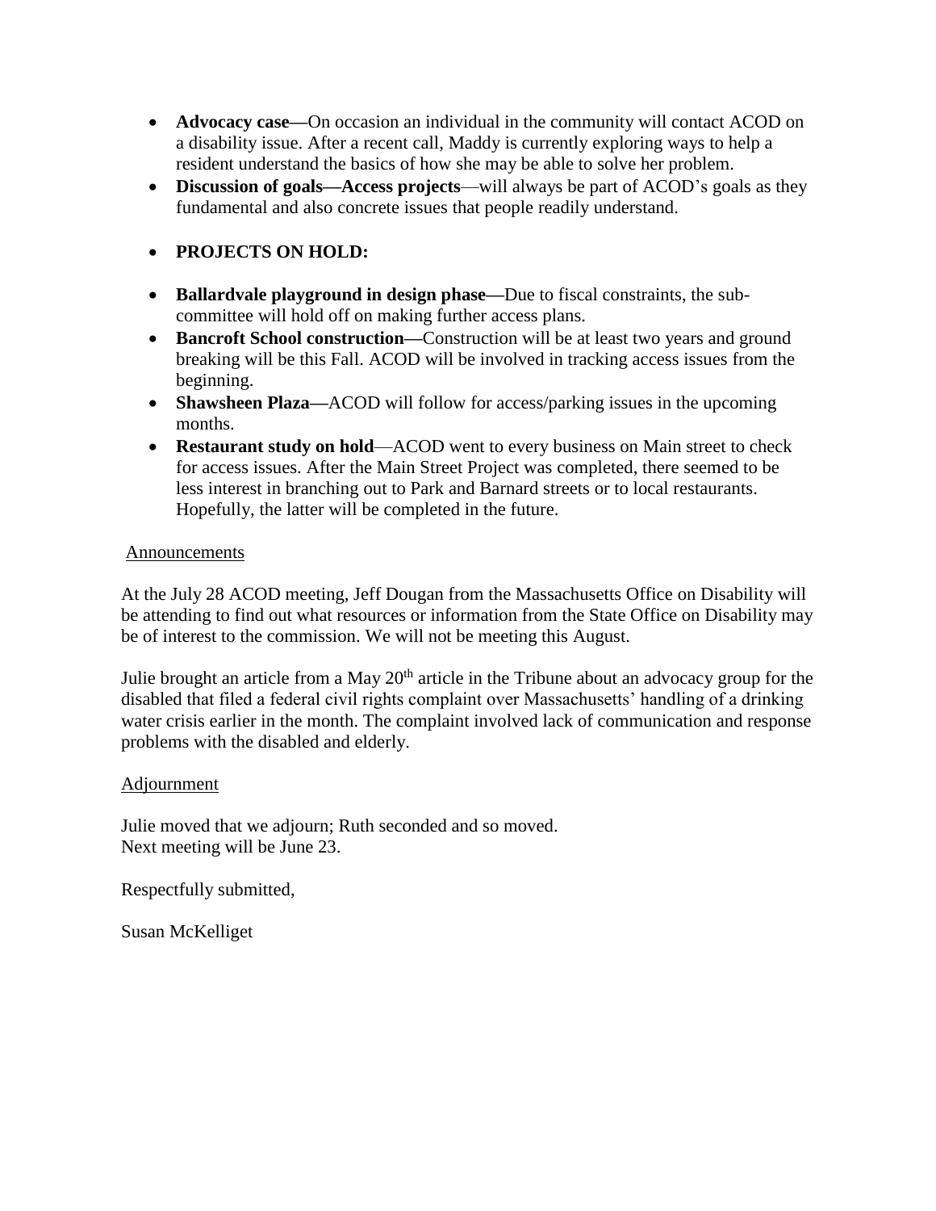- **Advocacy case—**On occasion an individual in the community will contact ACOD on a disability issue. After a recent call, Maddy is currently exploring ways to help a resident understand the basics of how she may be able to solve her problem.
- **Discussion of goals—Access projects**—will always be part of ACOD's goals as they fundamental and also concrete issues that people readily understand.

- **PROJECTS ON HOLD:**

- **Ballardvale playground in design phase—**Due to fiscal constraints, the sub-committee will hold off on making further access plans.
- **Bancroft School construction—**Construction will be at least two years and ground breaking will be this Fall. ACOD will be involved in tracking access issues from the beginning.
- **Shawsheen Plaza—**ACOD will follow for access/parking issues in the upcoming months.
- **Restaurant study on hold**—ACOD went to every business on Main street to check for access issues. After the Main Street Project was completed, there seemed to be less interest in branching out to Park and Barnard streets or to local restaurants. Hopefully, the latter will be completed in the future.

Announcements

At the July 28 ACOD meeting, Jeff Dougan from the Massachusetts Office on Disability will be attending to find out what resources or information from the State Office on Disability may be of interest to the commission. We will not be meeting this August.

Julie brought an article from a May 20th article in the Tribune about an advocacy group for the disabled that filed a federal civil rights complaint over Massachusetts' handling of a drinking water crisis earlier in the month. The complaint involved lack of communication and response problems with the disabled and elderly.

Adjournment

Julie moved that we adjourn; Ruth seconded and so moved.
Next meeting will be June 23.

Respectfully submitted,

Susan McKelliget